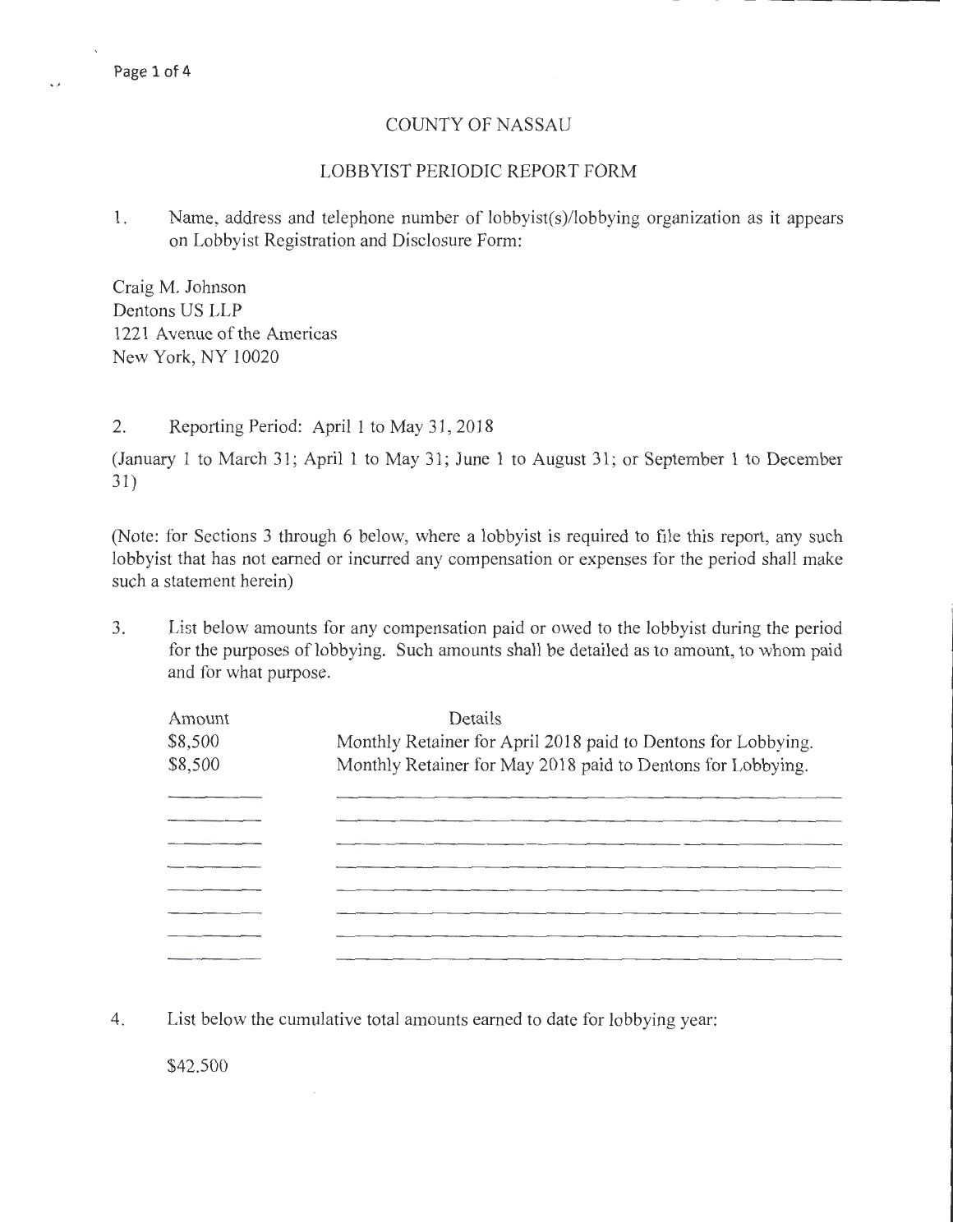# COUNTY OF NASSAU

## LOBBYIST PERIODIC REPORT FORM

1. Name, address and telephone number of lobbyist(s)/lobbying organization as it appears on Lobbyist Registration and Disclosure Form:

Craig M. Johnson
Dentons US LLP
1221 Avenue of the Americas
New York, NY 10020

2. Reporting Period: April 1 to May 31, 2018

(January 1 to March 31; April 1 to May 31; June 1 to August 31; or September 1 to December 31)

(Note: for Sections 3 through 6 below, where a lobbyist is required to file this report, any such lobbyist that has not earned or incurred any compensation or expenses for the period shall make such a statement herein)

3. List below amounts for any compensation paid or owed to the lobbyist during the period for the purposes of lobbying. Such amounts shall be detailed as to amount, to whom paid and for what purpose.

| Amount | Details |
|---|---|
| $8,500 | Monthly Retainer for April 2018 paid to Dentons for Lobbying. |
| $8,500 | Monthly Retainer for May 2018 paid to Dentons for Lobbying. |

4. List below the cumulative total amounts earned to date for lobbying year:

$42,500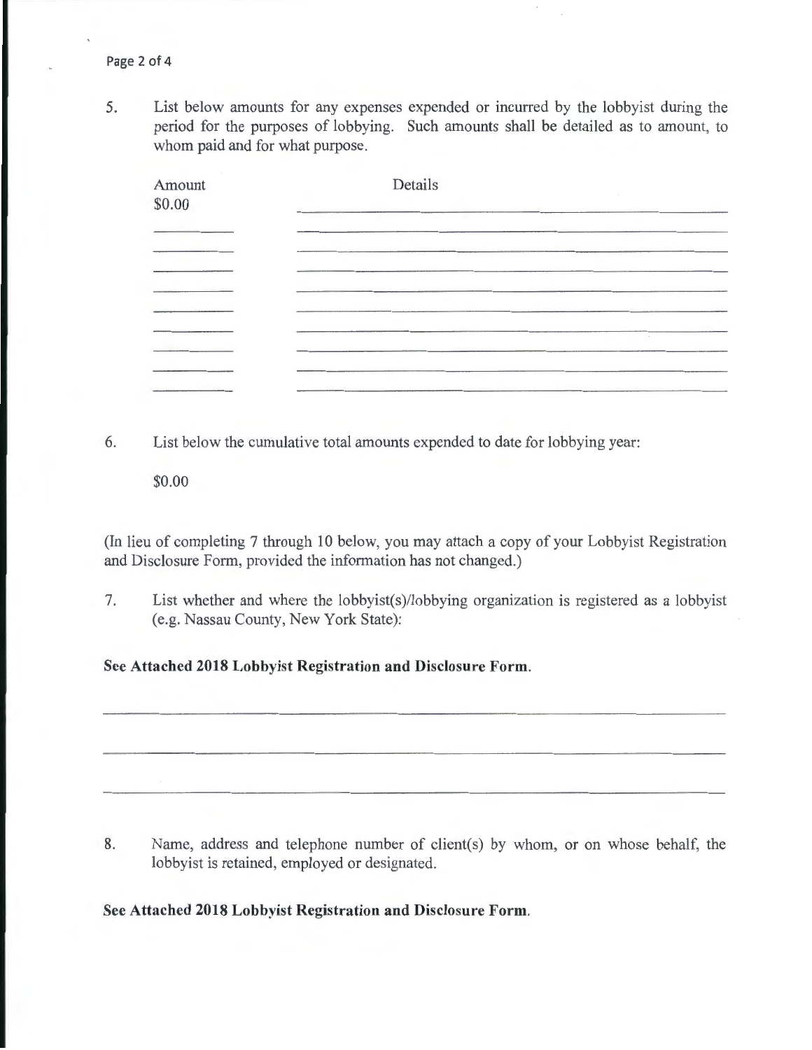5. List below amounts for any expenses expended or incurred by the lobbyist during the period for the purposes of lobbying. Such amounts shall be detailed as to amount, to whom paid and for what purpose.

| Amount | Details |
|---|---|
| $0.00 | |
| | |
| | |
| | |
| | |
| | |
| | |
| | |
| | |
| | |

6. List below the cumulative total amounts expended to date for lobbying year:

   $0.00

(In lieu of completing 7 through 10 below, you may attach a copy of your Lobbyist Registration and Disclosure Form, provided the information has not changed.)

7. List whether and where the lobbyist(s)/lobbying organization is registered as a lobbyist (e.g. Nassau County, New York State):

**See Attached 2018 Lobbyist Registration and Disclosure Form.**

8. Name, address and telephone number of client(s) by whom, or on whose behalf, the lobbyist is retained, employed or designated.

**See Attached 2018 Lobbyist Registration and Disclosure Form.**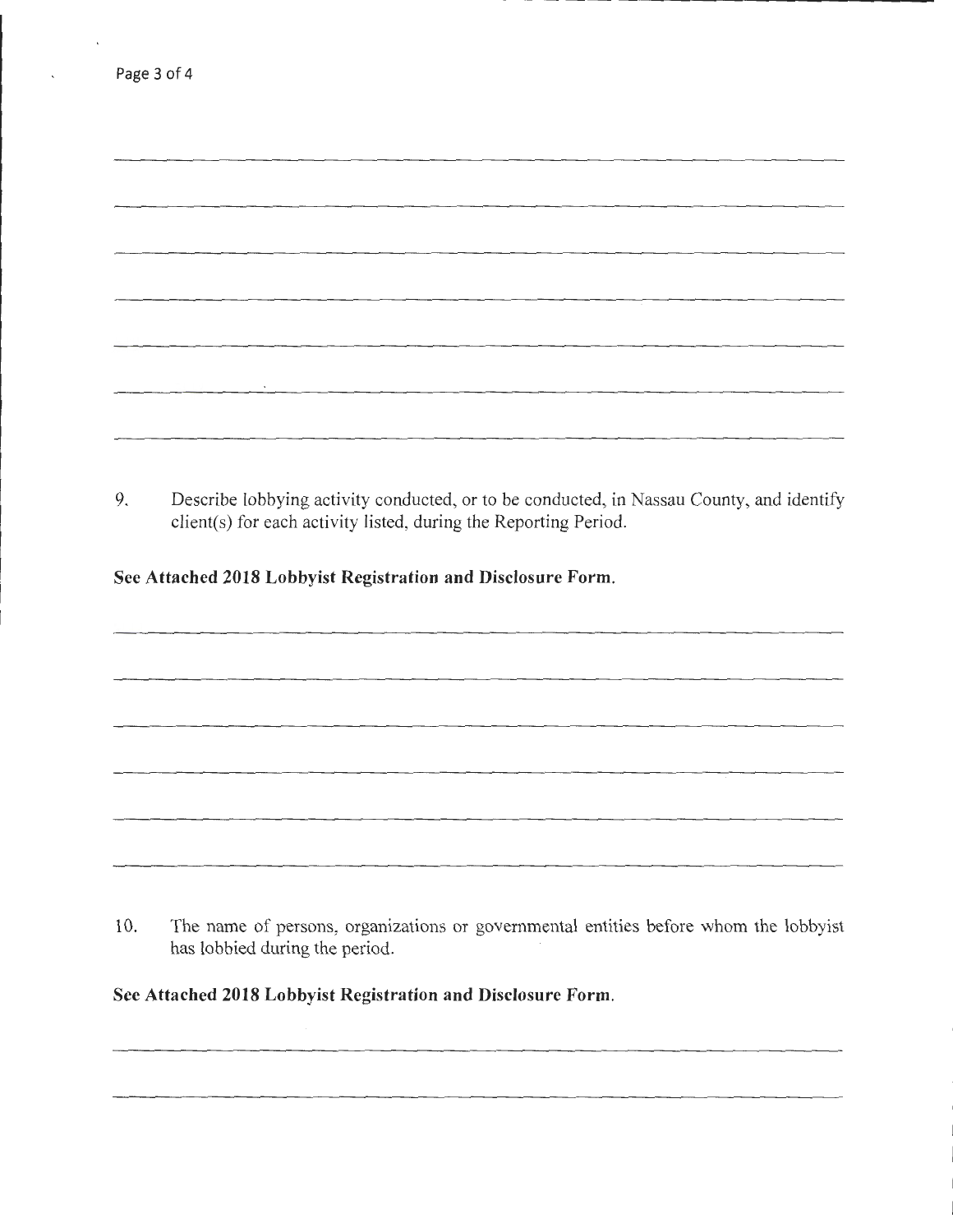9. Describe lobbying activity conducted, or to be conducted, in Nassau County, and identify client(s) for each activity listed, during the Reporting Period.

**See Attached 2018 Lobbyist Registration and Disclosure Form.**

10. The name of persons, organizations or governmental entities before whom the lobbyist has lobbied during the period.

**See Attached 2018 Lobbyist Registration and Disclosure Form.**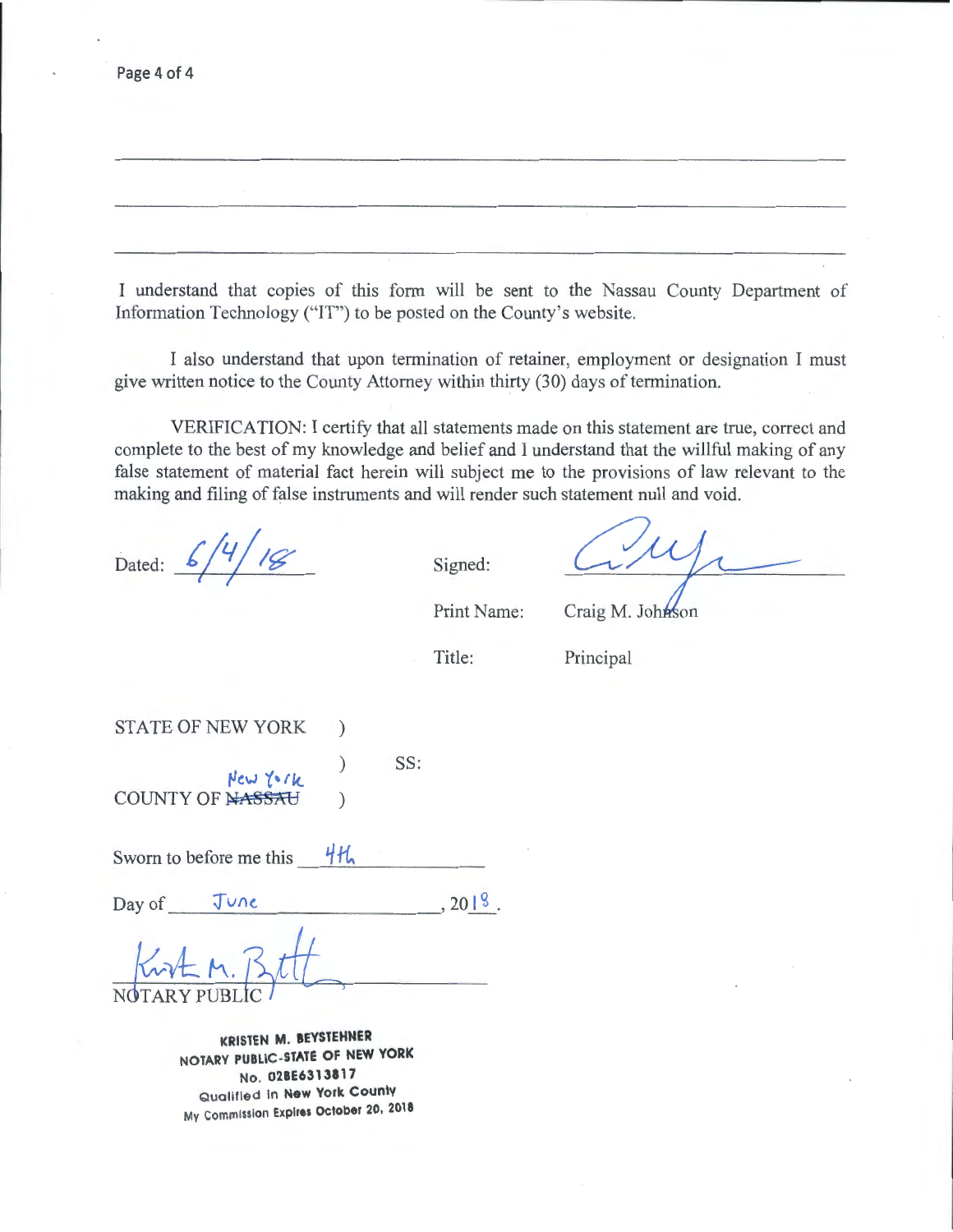_______________________________________________________________________________

_______________________________________________________________________________

_______________________________________________________________________________

I understand that copies of this form will be sent to the Nassau County Department of Information Technology ("IT") to be posted on the County's website.

I also understand that upon termination of retainer, employment or designation I must give written notice to the County Attorney within thirty (30) days of termination.

VERIFICATION: I certify that all statements made on this statement are true, correct and complete to the best of my knowledge and belief and I understand that the willful making of any false statement of material fact herein will subject me to the provisions of law relevant to the making and filing of false instruments and will render such statement null and void.

Dated: 6/4/18

Signed: [signature]

Print Name: Craig M. Johnson

Title: Principal

STATE OF NEW YORK )

) SS:

COUNTY OF ~~NASSAU~~ New York )

Sworn to before me this 4th

Day of June, 2018.

[signature]

NOTARY PUBLIC

KRISTEN M. BEYSTEHNER
NOTARY PUBLIC-STATE OF NEW YORK
No. 02BE6313817
Qualified in New York County
My Commission Expires October 20, 2018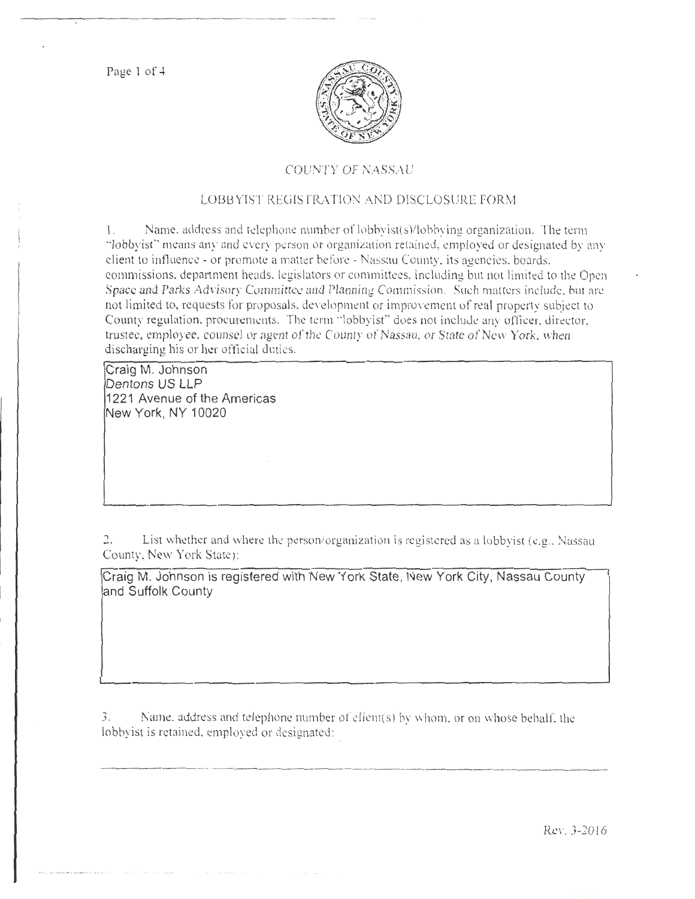# COUNTY OF NASSAU

## LOBBYIST REGISTRATION AND DISCLOSURE FORM

1. Name, address and telephone number of lobbyist(s)/lobbying organization. The term "lobbyist" means any and every person or organization retained, employed or designated by any client to influence - or promote a matter before - Nassau County, its agencies, boards, commissions, department heads, legislators or committees, including but not limited to the Open Space and Parks Advisory Committee and Planning Commission. Such matters include, but are not limited to, requests for proposals, development or improvement of real property subject to County regulation, procurements. The term "lobbyist" does not include any officer, director, trustee, employee, counsel or agent of the County of Nassau, or State of New York, when discharging his or her official duties.

Craig M. Johnson
Dentons US LLP
1221 Avenue of the Americas
New York, NY 10020

2. List whether and where the person/organization is registered as a lobbyist (e.g., Nassau County, New York State):

Craig M. Johnson is registered with New York State, New York City, Nassau County and Suffolk County

3. Name, address and telephone number of client(s) by whom, or on whose behalf, the lobbyist is retained, employed or designated:

Rev. 3-2016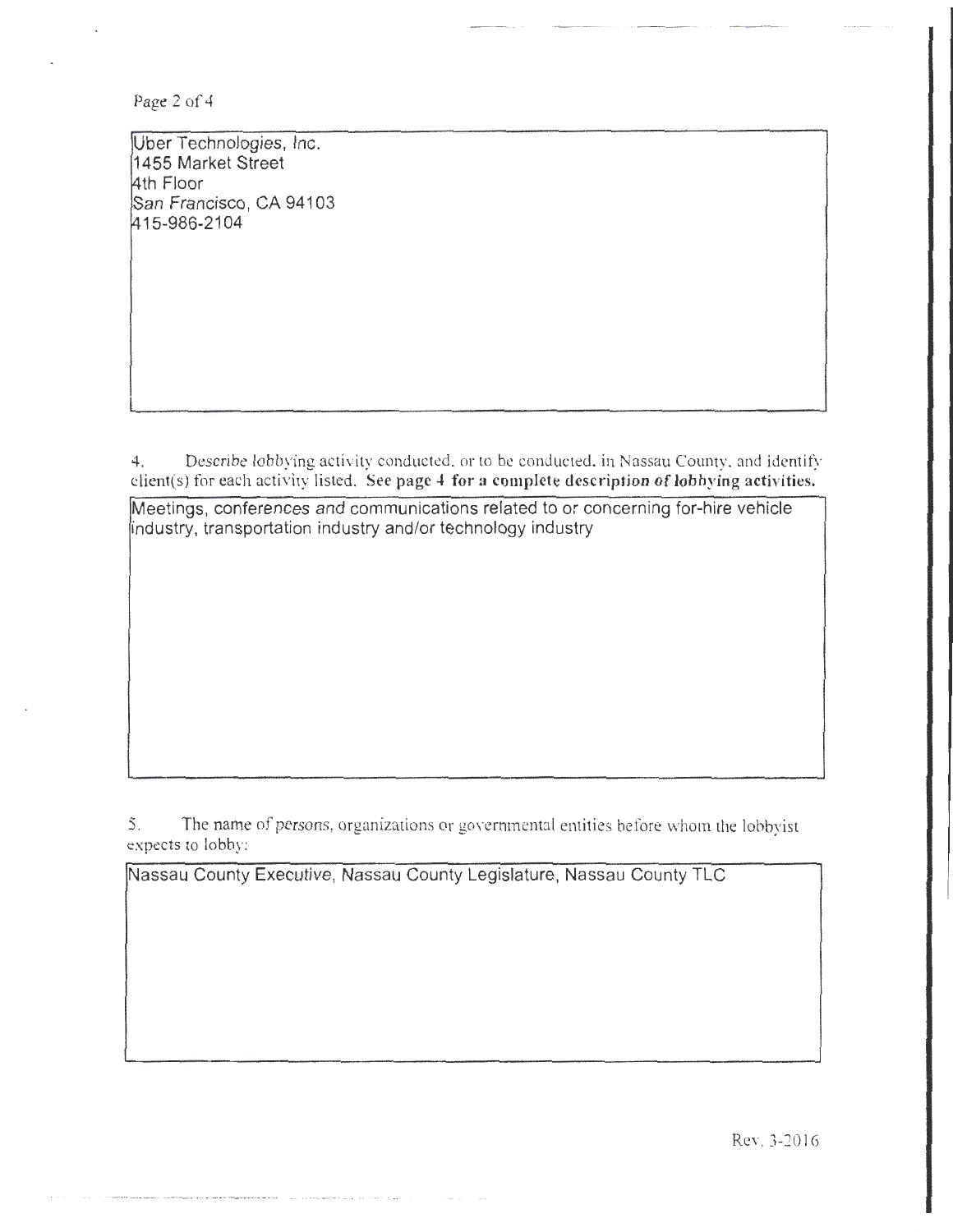Uber Technologies, Inc.
1455 Market Street
4th Floor
San Francisco, CA 94103
415-986-2104

4. Describe lobbying activity conducted, or to be conducted, in Nassau County, and identify client(s) for each activity listed. **See page 4 for a complete description of lobbying activities.**

Meetings, conferences and communications related to or concerning for-hire vehicle industry, transportation industry and/or technology industry

5. The name of persons, organizations or governmental entities before whom the lobbyist expects to lobby:

Nassau County Executive, Nassau County Legislature, Nassau County TLC

Rev. 3-2016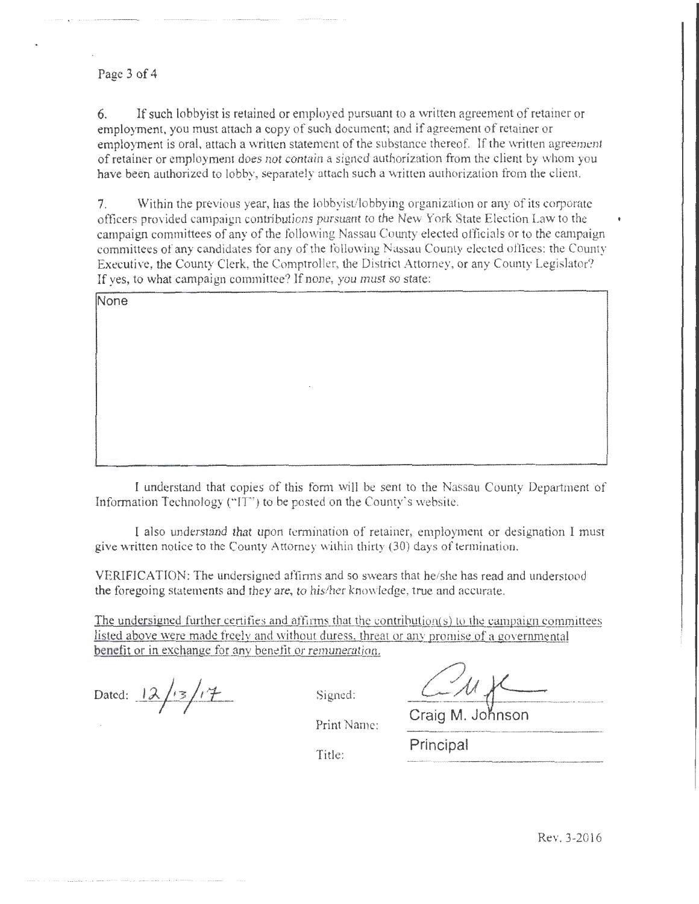6. If such lobbyist is retained or employed pursuant to a written agreement of retainer or employment, you must attach a copy of such document; and if agreement of retainer or employment is oral, attach a written statement of the substance thereof. If the written agreement of retainer or employment does not contain a signed authorization from the client by whom you have been authorized to lobby, separately attach such a written authorization from the client.

7. Within the previous year, has the lobbyist/lobbying organization or any of its corporate officers provided campaign contributions pursuant to the New York State Election Law to the campaign committees of any of the following Nassau County elected officials or to the campaign committees of any candidates for any of the following Nassau County elected offices: the County Executive, the County Clerk, the Comptroller, the District Attorney, or any County Legislator? If yes, to what campaign committee? If none, you must so state:

None

I understand that copies of this form will be sent to the Nassau County Department of Information Technology ("IT") to be posted on the County's website.

I also understand that upon termination of retainer, employment or designation I must give written notice to the County Attorney within thirty (30) days of termination.

VERIFICATION: The undersigned affirms and so swears that he/she has read and understood the foregoing statements and they are, to his/her knowledge, true and accurate.

The undersigned further certifies and affirms that the contribution(s) to the campaign committees listed above were made freely and without duress, threat or any promise of a governmental benefit or in exchange for any benefit or remuneration.

Dated: 12/13/17

Signed: [signature]

Print Name: Craig M. Johnson

Title: Principal

Rev. 3-2016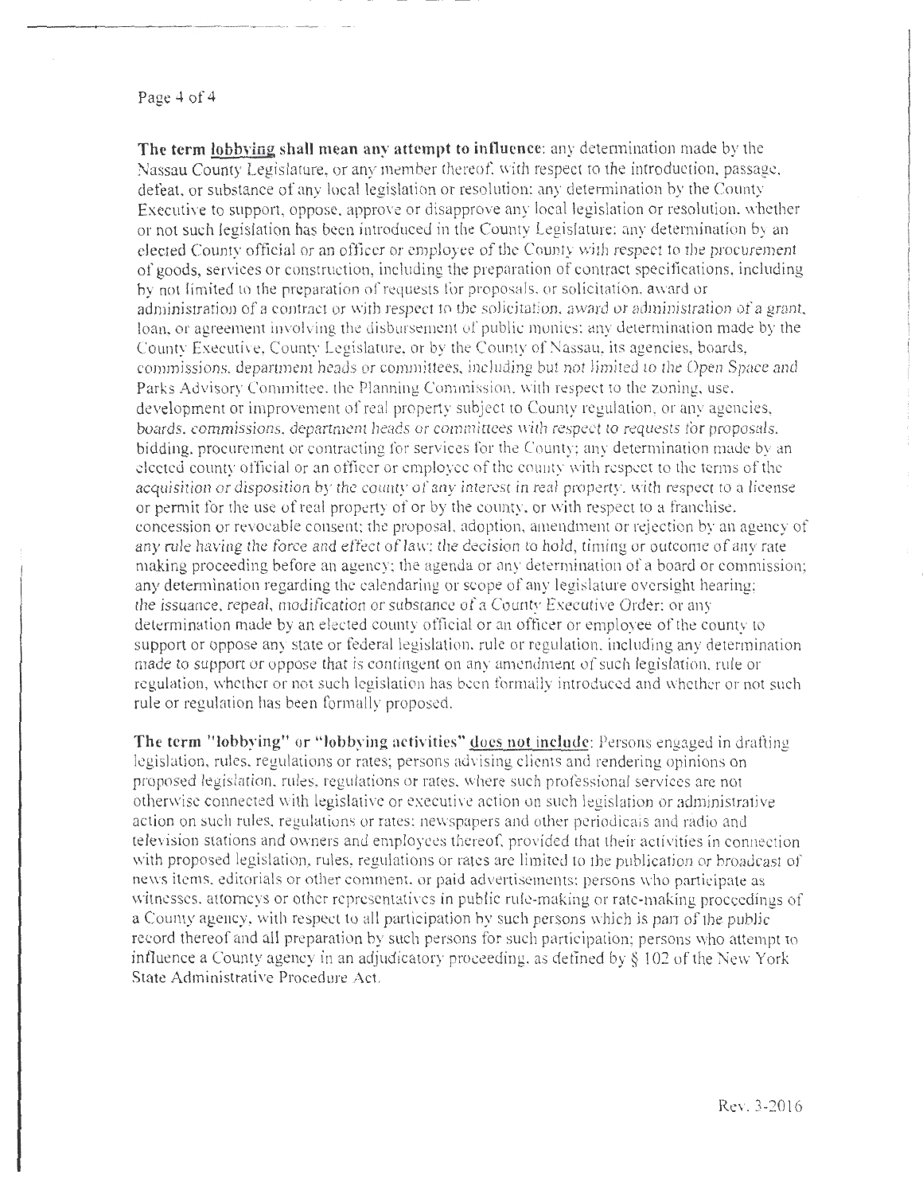**The term lobbying shall mean any attempt to influence**: any determination made by the Nassau County Legislature, or any member thereof, with respect to the introduction, passage, defeat, or substance of any local legislation or resolution; any determination by the County Executive to support, oppose, approve or disapprove any local legislation or resolution, whether or not such legislation has been introduced in the County Legislature; any determination by an elected County official or an officer or employee of the County with respect to the procurement of goods, services or construction, including the preparation of contract specifications, including by not limited to the preparation of requests for proposals, or solicitation, award or administration of a contract or with respect to the solicitation, award or administration of a grant, loan, or agreement involving the disbursement of public monies; any determination made by the County Executive, County Legislature, or by the County of Nassau, its agencies, boards, commissions, department heads or committees, including but not limited to the Open Space and Parks Advisory Committee, the Planning Commission, with respect to the zoning, use, development or improvement of real property subject to County regulation, or any agencies, boards, commissions, department heads or committees with respect to requests for proposals, bidding, procurement or contracting for services for the County; any determination made by an elected county official or an officer or employee of the county with respect to the terms of the acquisition or disposition by the county of any interest in real property, with respect to a license or permit for the use of real property of or by the county, or with respect to a franchise, concession or revocable consent; the proposal, adoption, amendment or rejection by an agency of any rule having the force and effect of law; the decision to hold, timing or outcome of any rate making proceeding before an agency; the agenda or any determination of a board or commission; any determination regarding the calendaring or scope of any legislature oversight hearing; the issuance, repeal, modification or substance of a County Executive Order; or any determination made by an elected county official or an officer or employee of the county to support or oppose any state or federal legislation, rule or regulation, including any determination made to support or oppose that is contingent on any amendment of such legislation, rule or regulation, whether or not such legislation has been formally introduced and whether or not such rule or regulation has been formally proposed.

**The term "lobbying" or "lobbying activities" does not include**: Persons engaged in drafting legislation, rules, regulations or rates; persons advising clients and rendering opinions on proposed legislation, rules, regulations or rates, where such professional services are not otherwise connected with legislative or executive action on such legislation or administrative action on such rules, regulations or rates; newspapers and other periodicals and radio and television stations and owners and employees thereof, provided that their activities in connection with proposed legislation, rules, regulations or rates are limited to the publication or broadcast of news items, editorials or other comment, or paid advertisements; persons who participate as witnesses, attorneys or other representatives in public rule-making or rate-making proceedings of a County agency, with respect to all participation by such persons which is part of the public record thereof and all preparation by such persons for such participation; persons who attempt to influence a County agency in an adjudicatory proceeding, as defined by § 102 of the New York State Administrative Procedure Act.

Rev. 3-2016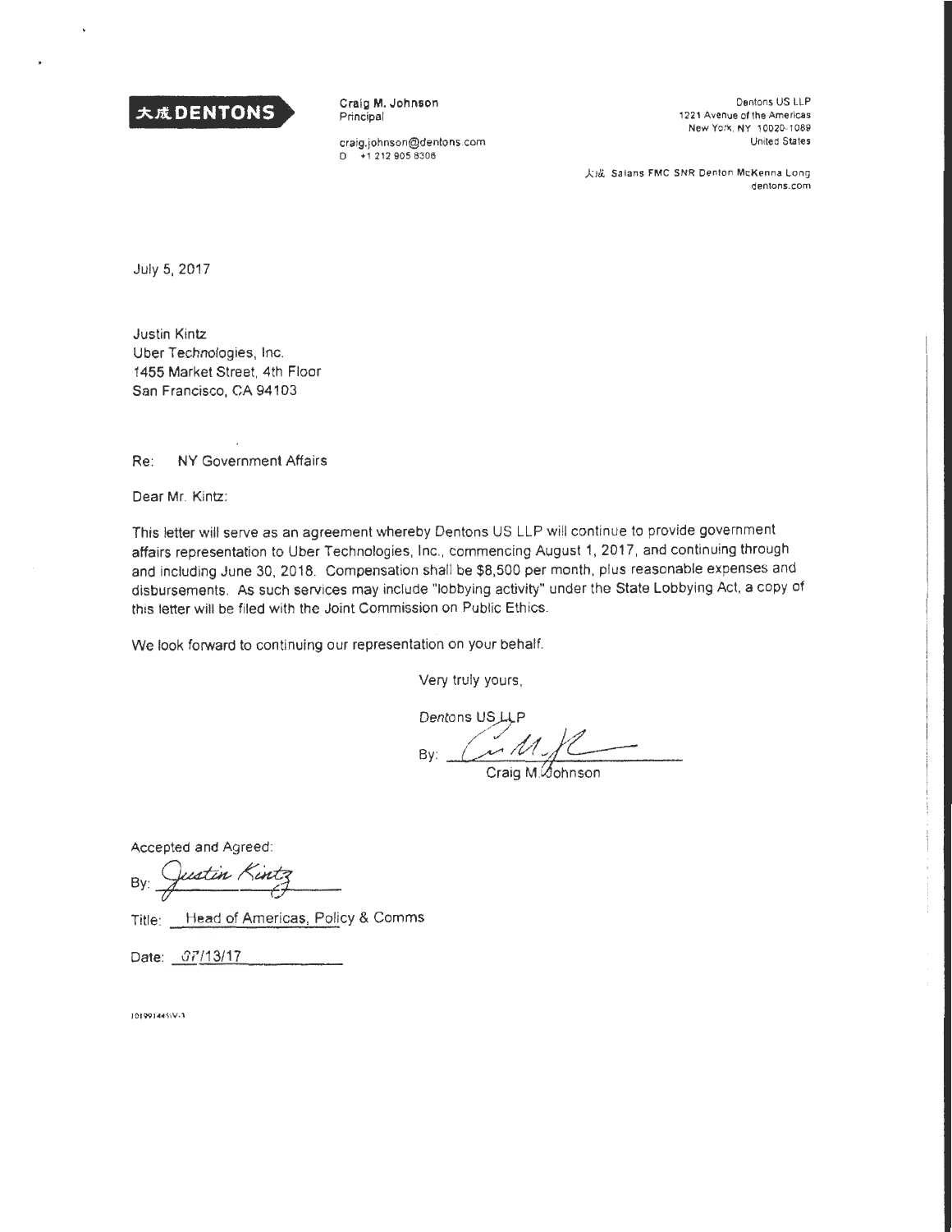大成 DENTONS

**Craig M. Johnson**
Principal

craig.johnson@dentons.com
D +1 212 905 8306

Dentons US LLP
1221 Avenue of the Americas
New York, NY 10020-1089
United States

大成 Salans FMC SNR Denton McKenna Long
dentons.com

July 5, 2017

Justin Kintz
Uber Technologies, Inc.
1455 Market Street, 4th Floor
San Francisco, CA 94103

Re: NY Government Affairs

Dear Mr. Kintz:

This letter will serve as an agreement whereby Dentons US LLP will continue to provide government affairs representation to Uber Technologies, Inc., commencing August 1, 2017, and continuing through and including June 30, 2018. Compensation shall be $8,500 per month, plus reasonable expenses and disbursements. As such services may include "lobbying activity" under the State Lobbying Act, a copy of this letter will be filed with the Joint Commission on Public Ethics.

We look forward to continuing our representation on your behalf.

Very truly yours,

Dentons US LLP

By: ____________________
Craig M. Johnson

Accepted and Agreed:

By: Justin Kintz

Title: Head of Americas, Policy & Comms

Date: 07/13/17

101991445\V-1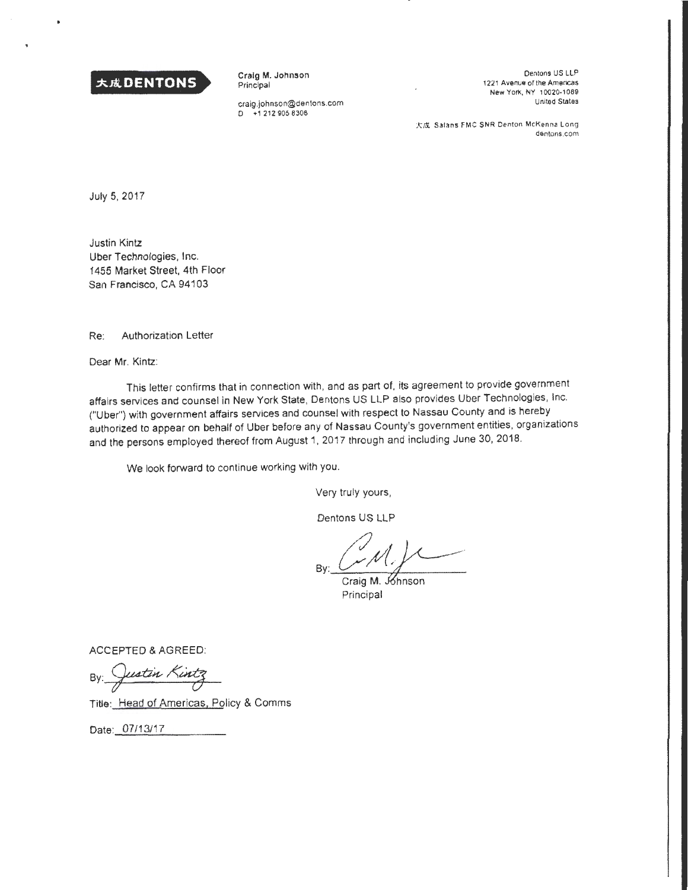大成 DENTONS

**Craig M. Johnson**
Principal

craig.johnson@dentons.com
D +1 212 905 8308

Dentons US LLP
1221 Avenue of the Americas
New York, NY 10020-1089
United States

大成 Salans FMC SNR Denton McKenna Long
dentons.com

July 5, 2017

Justin Kintz
Uber Technologies, Inc.
1455 Market Street, 4th Floor
San Francisco, CA 94103

Re: Authorization Letter

Dear Mr. Kintz:

This letter confirms that in connection with, and as part of, its agreement to provide government affairs services and counsel in New York State, Dentons US LLP also provides Uber Technologies, Inc. ("Uber") with government affairs services and counsel with respect to Nassau County and is hereby authorized to appear on behalf of Uber before any of Nassau County's government entities, organizations and the persons employed thereof from August 1, 2017 through and including June 30, 2018.

We look forward to continue working with you.

Very truly yours,

Dentons US LLP

By: ______________________
Craig M. Johnson
Principal

ACCEPTED & AGREED:

By: Justin Kintz

Title: Head of Americas, Policy & Comms

Date: 07/13/17